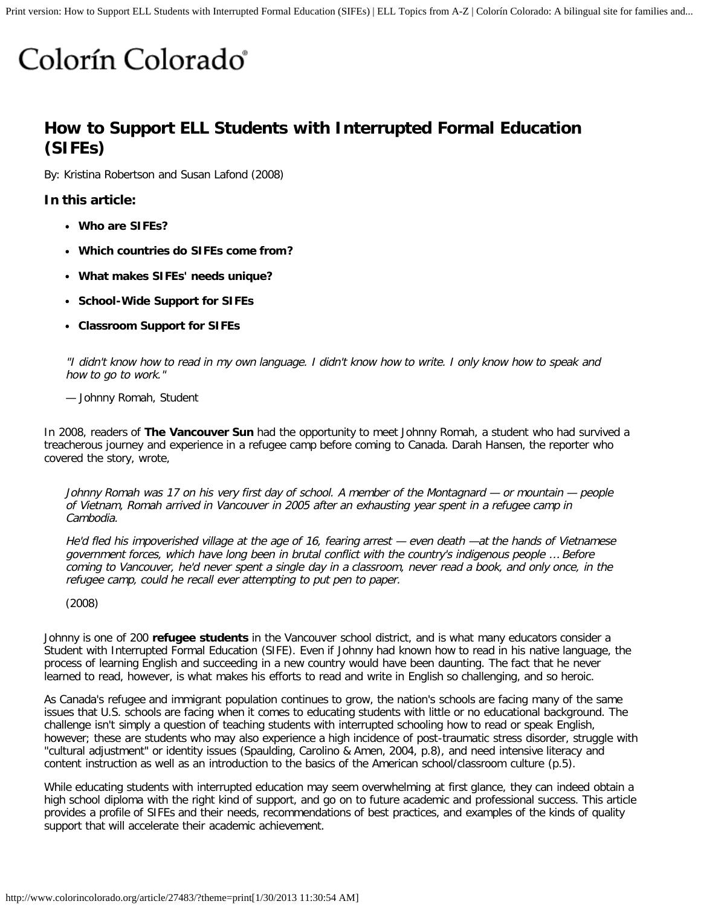Colorín Colorado®

# How to Support ELL Students with Interrupted Formal Education (SIFEs)

By: Kristina Robertson and Susan Lafond (2008)

### In this article:

- **Who are SIFEs?**
- **Which countries do SIFEs come from?**
- **What makes SIFEs' needs unique?**
- **School-Wide Support for SIFEs**
- **Classroom Support for SIFEs**

> *"I didn't know how to read in my own language. I didn't know how to write. I only know how to speak and how to go to work."*
>
> — Johnny Romah, Student

In 2008, readers of **The Vancouver Sun** had the opportunity to meet Johnny Romah, a student who had survived a treacherous journey and experience in a refugee camp before coming to Canada. Darah Hansen, the reporter who covered the story, wrote,

> *Johnny Romah was 17 on his very first day of school. A member of the Montagnard — or mountain — people of Vietnam, Romah arrived in Vancouver in 2005 after an exhausting year spent in a refugee camp in Cambodia.*
>
> *He'd fled his impoverished village at the age of 16, fearing arrest — even death —at the hands of Vietnamese government forces, which have long been in brutal conflict with the country's indigenous people ... Before coming to Vancouver, he'd never spent a single day in a classroom, never read a book, and only once, in the refugee camp, could he recall ever attempting to put pen to paper.*
>
> (2008)

Johnny is one of 200 **refugee students** in the Vancouver school district, and is what many educators consider a Student with Interrupted Formal Education (SIFE). Even if Johnny had known how to read in his native language, the process of learning English and succeeding in a new country would have been daunting. The fact that he never learned to read, however, is what makes his efforts to read and write in English so challenging, and so heroic.

As Canada's refugee and immigrant population continues to grow, the nation's schools are facing many of the same issues that U.S. schools are facing when it comes to educating students with little or no educational background. The challenge isn't simply a question of teaching students with interrupted schooling how to read or speak English, however; these are students who may also experience a high incidence of post-traumatic stress disorder, struggle with "cultural adjustment" or identity issues (Spaulding, Carolino & Amen, 2004, p.8), and need intensive literacy and content instruction as well as an introduction to the basics of the American school/classroom culture (p.5).

While educating students with interrupted education may seem overwhelming at first glance, they can indeed obtain a high school diploma with the right kind of support, and go on to future academic and professional success. This article provides a profile of SIFEs and their needs, recommendations of best practices, and examples of the kinds of quality support that will accelerate their academic achievement.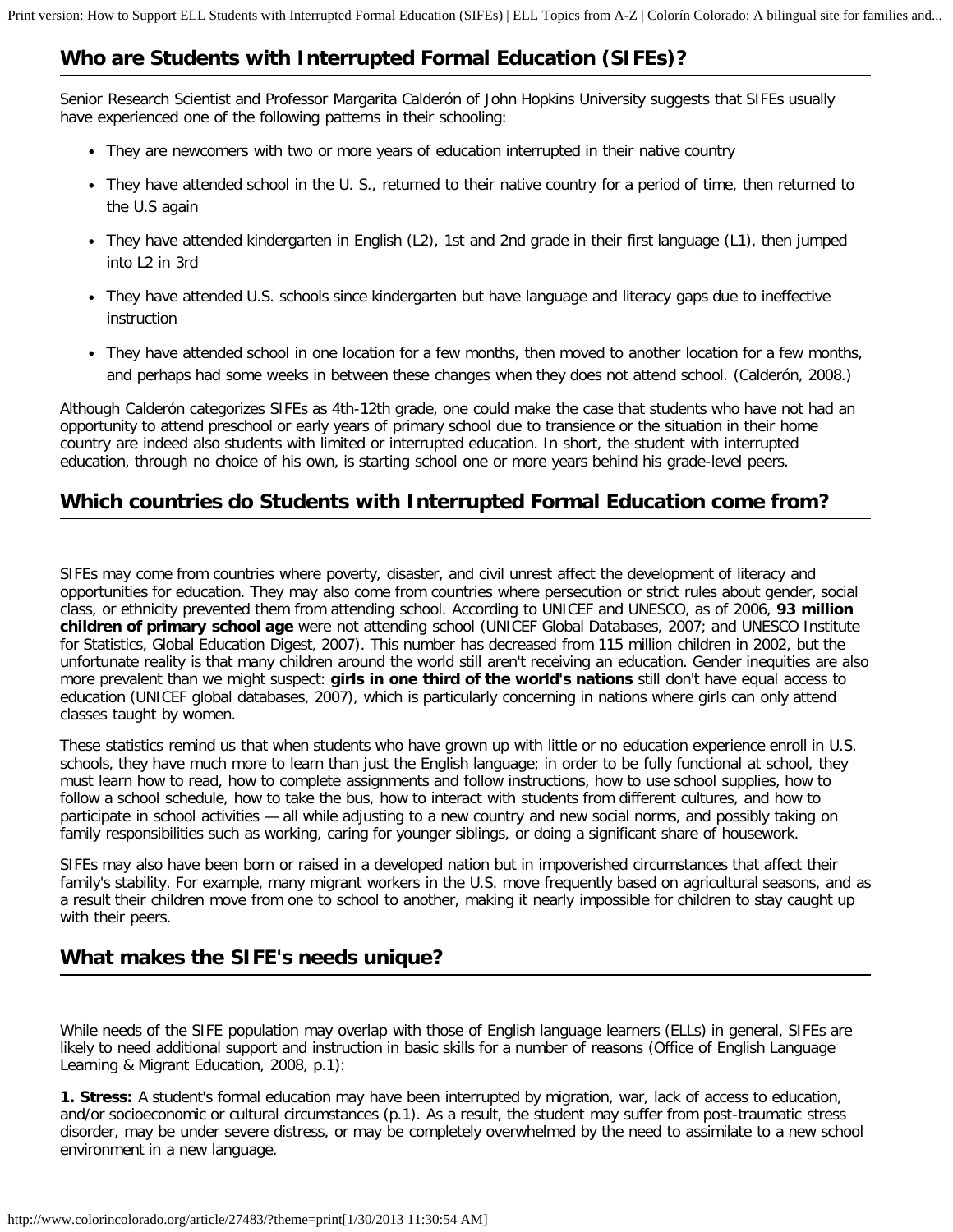## Who are Students with Interrupted Formal Education (SIFEs)?

Senior Research Scientist and Professor Margarita Calderón of John Hopkins University suggests that SIFEs usually have experienced one of the following patterns in their schooling:

- They are newcomers with two or more years of education interrupted in their native country
- They have attended school in the U. S., returned to their native country for a period of time, then returned to the U.S again
- They have attended kindergarten in English (L2), 1st and 2nd grade in their first language (L1), then jumped into L2 in 3rd
- They have attended U.S. schools since kindergarten but have language and literacy gaps due to ineffective instruction
- They have attended school in one location for a few months, then moved to another location for a few months, and perhaps had some weeks in between these changes when they does not attend school. (Calderón, 2008.)

Although Calderón categorizes SIFEs as 4th-12th grade, one could make the case that students who have not had an opportunity to attend preschool or early years of primary school due to transience or the situation in their home country are indeed also students with limited or interrupted education. In short, the student with interrupted education, through no choice of his own, is starting school one or more years behind his grade-level peers.

## Which countries do Students with Interrupted Formal Education come from?

SIFEs may come from countries where poverty, disaster, and civil unrest affect the development of literacy and opportunities for education. They may also come from countries where persecution or strict rules about gender, social class, or ethnicity prevented them from attending school. According to UNICEF and UNESCO, as of 2006, **93 million children of primary school age** were not attending school (UNICEF Global Databases, 2007; and UNESCO Institute for Statistics, Global Education Digest, 2007). This number has decreased from 115 million children in 2002, but the unfortunate reality is that many children around the world still aren't receiving an education. Gender inequities are also more prevalent than we might suspect: **girls in one third of the world's nations** still don't have equal access to education (UNICEF global databases, 2007), which is particularly concerning in nations where girls can only attend classes taught by women.

These statistics remind us that when students who have grown up with little or no education experience enroll in U.S. schools, they have much more to learn than just the English language; in order to be fully functional at school, they must learn how to read, how to complete assignments and follow instructions, how to use school supplies, how to follow a school schedule, how to take the bus, how to interact with students from different cultures, and how to participate in school activities — all while adjusting to a new country and new social norms, and possibly taking on family responsibilities such as working, caring for younger siblings, or doing a significant share of housework.

SIFEs may also have been born or raised in a developed nation but in impoverished circumstances that affect their family's stability. For example, many migrant workers in the U.S. move frequently based on agricultural seasons, and as a result their children move from one to school to another, making it nearly impossible for children to stay caught up with their peers.

## What makes the SIFE's needs unique?

While needs of the SIFE population may overlap with those of English language learners (ELLs) in general, SIFEs are likely to need additional support and instruction in basic skills for a number of reasons (Office of English Language Learning & Migrant Education, 2008, p.1):

**1. Stress:** A student's formal education may have been interrupted by migration, war, lack of access to education, and/or socioeconomic or cultural circumstances (p.1). As a result, the student may suffer from post-traumatic stress disorder, may be under severe distress, or may be completely overwhelmed by the need to assimilate to a new school environment in a new language.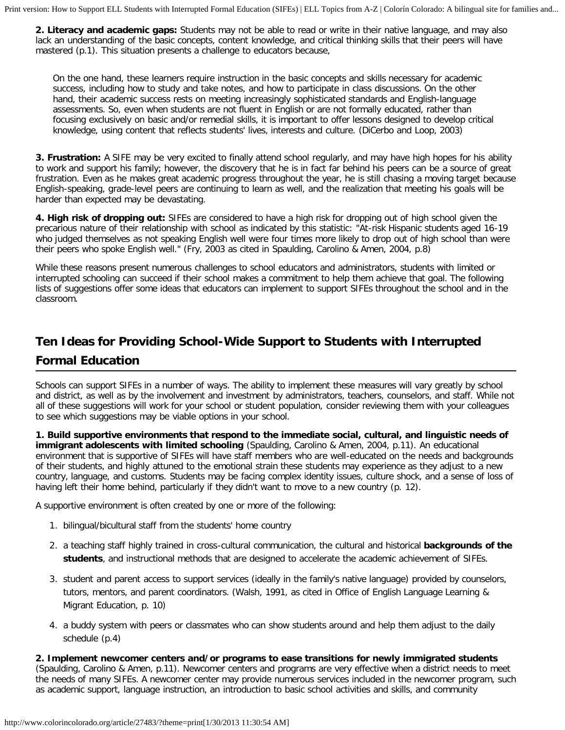**2. Literacy and academic gaps:** Students may not be able to read or write in their native language, and may also lack an understanding of the basic concepts, content knowledge, and critical thinking skills that their peers will have mastered (p.1). This situation presents a challenge to educators because,

> On the one hand, these learners require instruction in the basic concepts and skills necessary for academic success, including how to study and take notes, and how to participate in class discussions. On the other hand, their academic success rests on meeting increasingly sophisticated standards and English-language assessments. So, even when students are not fluent in English or are not formally educated, rather than focusing exclusively on basic and/or remedial skills, it is important to offer lessons designed to develop critical knowledge, using content that reflects students' lives, interests and culture. (DiCerbo and Loop, 2003)

**3. Frustration:** A SIFE may be very excited to finally attend school regularly, and may have high hopes for his ability to work and support his family; however, the discovery that he is in fact far behind his peers can be a source of great frustration. Even as he makes great academic progress throughout the year, he is still chasing a moving target because English-speaking, grade-level peers are continuing to learn as well, and the realization that meeting his goals will be harder than expected may be devastating.

**4. High risk of dropping out:** SIFEs are considered to have a high risk for dropping out of high school given the precarious nature of their relationship with school as indicated by this statistic: "At-risk Hispanic students aged 16-19 who judged themselves as not speaking English well were four times more likely to drop out of high school than were their peers who spoke English well." (Fry, 2003 as cited in Spaulding, Carolino & Amen, 2004, p.8)

While these reasons present numerous challenges to school educators and administrators, students with limited or interrupted schooling can succeed if their school makes a commitment to help them achieve that goal. The following lists of suggestions offer some ideas that educators can implement to support SIFEs throughout the school and in the classroom.

## Ten Ideas for Providing School-Wide Support to Students with Interrupted Formal Education

Schools can support SIFEs in a number of ways. The ability to implement these measures will vary greatly by school and district, as well as by the involvement and investment by administrators, teachers, counselors, and staff. While not all of these suggestions will work for your school or student population, consider reviewing them with your colleagues to see which suggestions may be viable options in your school.

**1. Build supportive environments that respond to the immediate social, cultural, and linguistic needs of immigrant adolescents with limited schooling** (Spaulding, Carolino & Amen, 2004, p.11). An educational environment that is supportive of SIFEs will have staff members who are well-educated on the needs and backgrounds of their students, and highly attuned to the emotional strain these students may experience as they adjust to a new country, language, and customs. Students may be facing complex identity issues, culture shock, and a sense of loss of having left their home behind, particularly if they didn't want to move to a new country (p. 12).

A supportive environment is often created by one or more of the following:

1. bilingual/bicultural staff from the students' home country
2. a teaching staff highly trained in cross-cultural communication, the cultural and historical **backgrounds of the students**, and instructional methods that are designed to accelerate the academic achievement of SIFEs.
3. student and parent access to support services (ideally in the family's native language) provided by counselors, tutors, mentors, and parent coordinators. (Walsh, 1991, as cited in Office of English Language Learning & Migrant Education, p. 10)
4. a buddy system with peers or classmates who can show students around and help them adjust to the daily schedule (p.4)

**2. Implement newcomer centers and/or programs to ease transitions for newly immigrated students** (Spaulding, Carolino & Amen, p.11). Newcomer centers and programs are very effective when a district needs to meet the needs of many SIFEs. A newcomer center may provide numerous services included in the newcomer program, such as academic support, language instruction, an introduction to basic school activities and skills, and community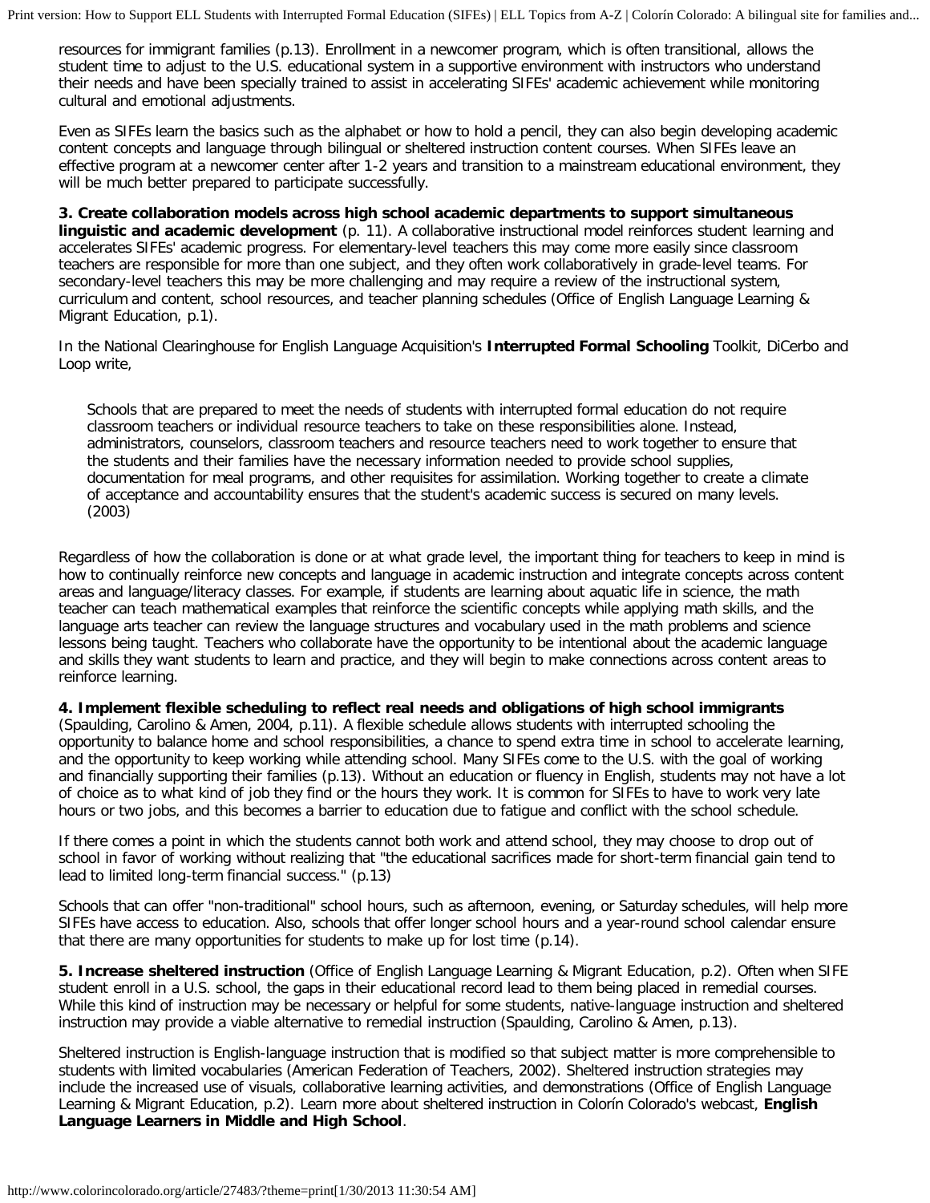resources for immigrant families (p.13). Enrollment in a newcomer program, which is often transitional, allows the student time to adjust to the U.S. educational system in a supportive environment with instructors who understand their needs and have been specially trained to assist in accelerating SIFEs' academic achievement while monitoring cultural and emotional adjustments.

Even as SIFEs learn the basics such as the alphabet or how to hold a pencil, they can also begin developing academic content concepts and language through bilingual or sheltered instruction content courses. When SIFEs leave an effective program at a newcomer center after 1-2 years and transition to a mainstream educational environment, they will be much better prepared to participate successfully.

**3. Create collaboration models across high school academic departments to support simultaneous linguistic and academic development** (p. 11). A collaborative instructional model reinforces student learning and accelerates SIFEs' academic progress. For elementary-level teachers this may come more easily since classroom teachers are responsible for more than one subject, and they often work collaboratively in grade-level teams. For secondary-level teachers this may be more challenging and may require a review of the instructional system, curriculum and content, school resources, and teacher planning schedules (Office of English Language Learning & Migrant Education, p.1).

In the National Clearinghouse for English Language Acquisition's **Interrupted Formal Schooling** Toolkit, DiCerbo and Loop write,

> Schools that are prepared to meet the needs of students with interrupted formal education do not require classroom teachers or individual resource teachers to take on these responsibilities alone. Instead, administrators, counselors, classroom teachers and resource teachers need to work together to ensure that the students and their families have the necessary information needed to provide school supplies, documentation for meal programs, and other requisites for assimilation. Working together to create a climate of acceptance and accountability ensures that the student's academic success is secured on many levels. (2003)

Regardless of how the collaboration is done or at what grade level, the important thing for teachers to keep in mind is how to continually reinforce new concepts and language in academic instruction and integrate concepts across content areas and language/literacy classes. For example, if students are learning about aquatic life in science, the math teacher can teach mathematical examples that reinforce the scientific concepts while applying math skills, and the language arts teacher can review the language structures and vocabulary used in the math problems and science lessons being taught. Teachers who collaborate have the opportunity to be intentional about the academic language and skills they want students to learn and practice, and they will begin to make connections across content areas to reinforce learning.

**4. Implement flexible scheduling to reflect real needs and obligations of high school immigrants** (Spaulding, Carolino & Amen, 2004, p.11). A flexible schedule allows students with interrupted schooling the opportunity to balance home and school responsibilities, a chance to spend extra time in school to accelerate learning, and the opportunity to keep working while attending school. Many SIFEs come to the U.S. with the goal of working and financially supporting their families (p.13). Without an education or fluency in English, students may not have a lot of choice as to what kind of job they find or the hours they work. It is common for SIFEs to have to work very late hours or two jobs, and this becomes a barrier to education due to fatigue and conflict with the school schedule.

If there comes a point in which the students cannot both work and attend school, they may choose to drop out of school in favor of working without realizing that "the educational sacrifices made for short-term financial gain tend to lead to limited long-term financial success." (p.13)

Schools that can offer "non-traditional" school hours, such as afternoon, evening, or Saturday schedules, will help more SIFEs have access to education. Also, schools that offer longer school hours and a year-round school calendar ensure that there are many opportunities for students to make up for lost time (p.14).

**5. Increase sheltered instruction** (Office of English Language Learning & Migrant Education, p.2). Often when SIFE student enroll in a U.S. school, the gaps in their educational record lead to them being placed in remedial courses. While this kind of instruction may be necessary or helpful for some students, native-language instruction and sheltered instruction may provide a viable alternative to remedial instruction (Spaulding, Carolino & Amen, p.13).

Sheltered instruction is English-language instruction that is modified so that subject matter is more comprehensible to students with limited vocabularies (American Federation of Teachers, 2002). Sheltered instruction strategies may include the increased use of visuals, collaborative learning activities, and demonstrations (Office of English Language Learning & Migrant Education, p.2). Learn more about sheltered instruction in Colorín Colorado's webcast, **English Language Learners in Middle and High School**.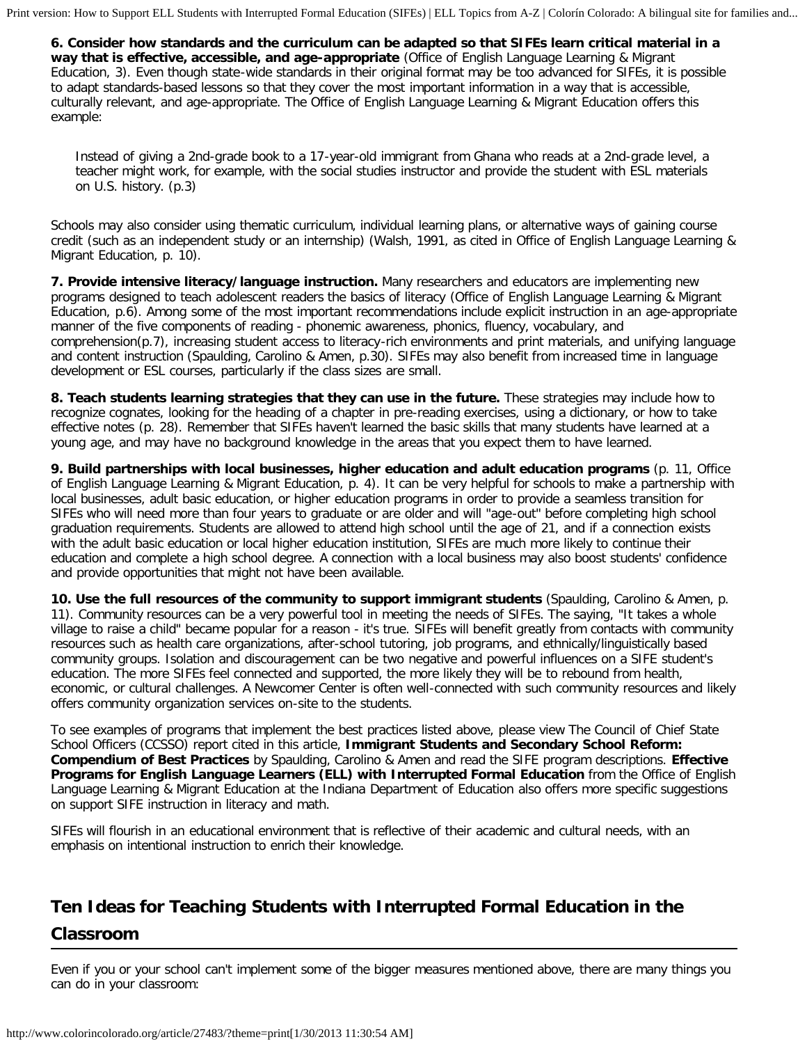**6. Consider how standards and the curriculum can be adapted so that SIFEs learn critical material in a way that is effective, accessible, and age-appropriate** (Office of English Language Learning & Migrant Education, 3). Even though state-wide standards in their original format may be too advanced for SIFEs, it is possible to adapt standards-based lessons so that they cover the most important information in a way that is accessible, culturally relevant, and age-appropriate. The Office of English Language Learning & Migrant Education offers this example:

> Instead of giving a 2nd-grade book to a 17-year-old immigrant from Ghana who reads at a 2nd-grade level, a teacher might work, for example, with the social studies instructor and provide the student with ESL materials on U.S. history. (p.3)

Schools may also consider using thematic curriculum, individual learning plans, or alternative ways of gaining course credit (such as an independent study or an internship) (Walsh, 1991, as cited in Office of English Language Learning & Migrant Education, p. 10).

**7. Provide intensive literacy/language instruction.** Many researchers and educators are implementing new programs designed to teach adolescent readers the basics of literacy (Office of English Language Learning & Migrant Education, p.6). Among some of the most important recommendations include explicit instruction in an age-appropriate manner of the five components of reading - phonemic awareness, phonics, fluency, vocabulary, and comprehension(p.7), increasing student access to literacy-rich environments and print materials, and unifying language and content instruction (Spaulding, Carolino & Amen, p.30). SIFEs may also benefit from increased time in language development or ESL courses, particularly if the class sizes are small.

**8. Teach students learning strategies that they can use in the future.** These strategies may include how to recognize cognates, looking for the heading of a chapter in pre-reading exercises, using a dictionary, or how to take effective notes (p. 28). Remember that SIFEs haven't learned the basic skills that many students have learned at a young age, and may have no background knowledge in the areas that you expect them to have learned.

**9. Build partnerships with local businesses, higher education and adult education programs** (p. 11, Office of English Language Learning & Migrant Education, p. 4). It can be very helpful for schools to make a partnership with local businesses, adult basic education, or higher education programs in order to provide a seamless transition for SIFEs who will need more than four years to graduate or are older and will "age-out" before completing high school graduation requirements. Students are allowed to attend high school until the age of 21, and if a connection exists with the adult basic education or local higher education institution, SIFEs are much more likely to continue their education and complete a high school degree. A connection with a local business may also boost students' confidence and provide opportunities that might not have been available.

**10. Use the full resources of the community to support immigrant students** (Spaulding, Carolino & Amen, p. 11). Community resources can be a very powerful tool in meeting the needs of SIFEs. The saying, "It takes a whole village to raise a child" became popular for a reason - it's true. SIFEs will benefit greatly from contacts with community resources such as health care organizations, after-school tutoring, job programs, and ethnically/linguistically based community groups. Isolation and discouragement can be two negative and powerful influences on a SIFE student's education. The more SIFEs feel connected and supported, the more likely they will be to rebound from health, economic, or cultural challenges. A Newcomer Center is often well-connected with such community resources and likely offers community organization services on-site to the students.

To see examples of programs that implement the best practices listed above, please view The Council of Chief State School Officers (CCSSO) report cited in this article, **Immigrant Students and Secondary School Reform: Compendium of Best Practices** by Spaulding, Carolino & Amen and read the SIFE program descriptions. **Effective Programs for English Language Learners (ELL) with Interrupted Formal Education** from the Office of English Language Learning & Migrant Education at the Indiana Department of Education also offers more specific suggestions on support SIFE instruction in literacy and math.

SIFEs will flourish in an educational environment that is reflective of their academic and cultural needs, with an emphasis on intentional instruction to enrich their knowledge.

## Ten Ideas for Teaching Students with Interrupted Formal Education in the Classroom

Even if you or your school can't implement some of the bigger measures mentioned above, there are many things you can do in your classroom: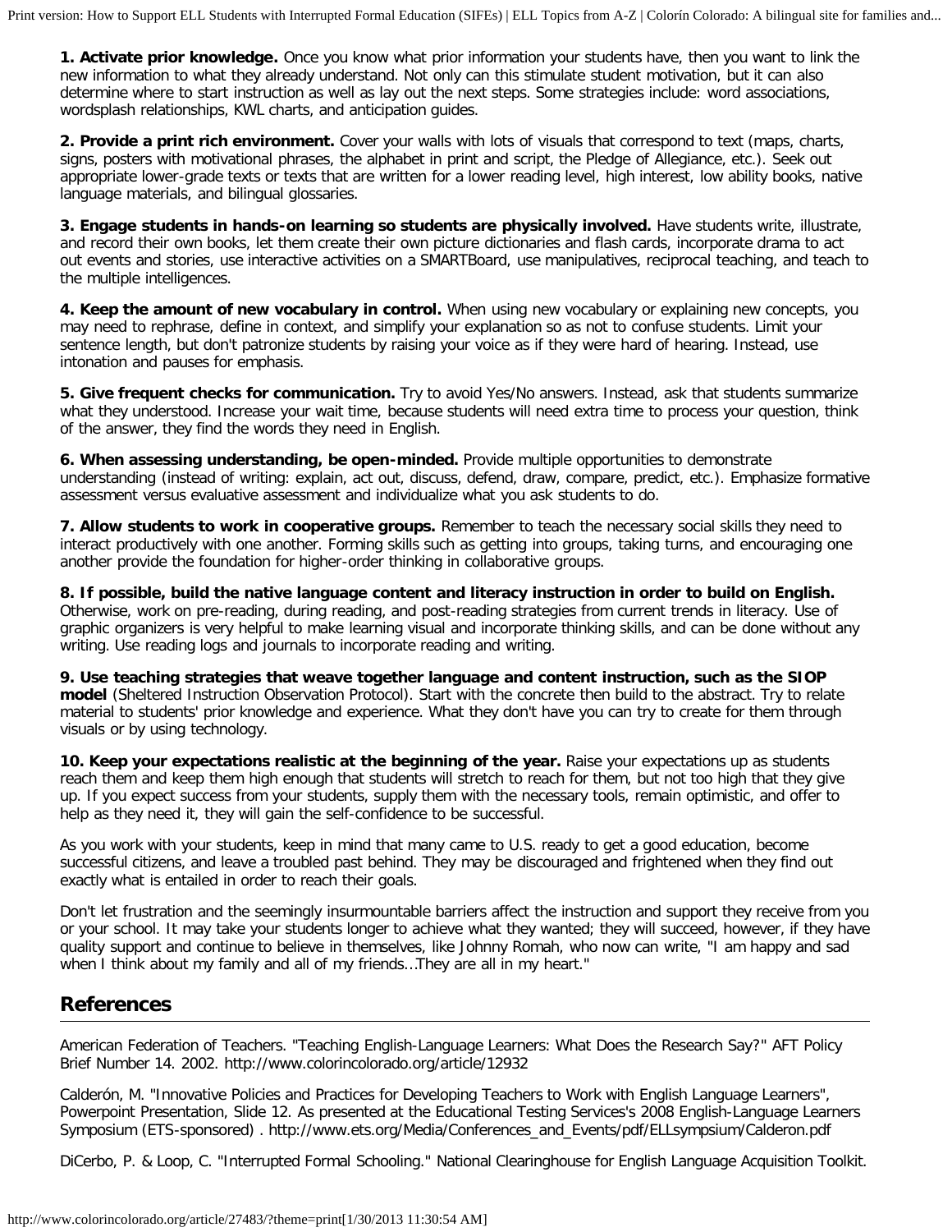**1. Activate prior knowledge.** Once you know what prior information your students have, then you want to link the new information to what they already understand. Not only can this stimulate student motivation, but it can also determine where to start instruction as well as lay out the next steps. Some strategies include: word associations, wordsplash relationships, KWL charts, and anticipation guides.

**2. Provide a print rich environment.** Cover your walls with lots of visuals that correspond to text (maps, charts, signs, posters with motivational phrases, the alphabet in print and script, the Pledge of Allegiance, etc.). Seek out appropriate lower-grade texts or texts that are written for a lower reading level, high interest, low ability books, native language materials, and bilingual glossaries.

**3. Engage students in hands-on learning so students are physically involved.** Have students write, illustrate, and record their own books, let them create their own picture dictionaries and flash cards, incorporate drama to act out events and stories, use interactive activities on a SMARTBoard, use manipulatives, reciprocal teaching, and teach to the multiple intelligences.

**4. Keep the amount of new vocabulary in control.** When using new vocabulary or explaining new concepts, you may need to rephrase, define in context, and simplify your explanation so as not to confuse students. Limit your sentence length, but don't patronize students by raising your voice as if they were hard of hearing. Instead, use intonation and pauses for emphasis.

**5. Give frequent checks for communication.** Try to avoid Yes/No answers. Instead, ask that students summarize what they understood. Increase your wait time, because students will need extra time to process your question, think of the answer, they find the words they need in English.

**6. When assessing understanding, be open-minded.** Provide multiple opportunities to demonstrate understanding (instead of writing: explain, act out, discuss, defend, draw, compare, predict, etc.). Emphasize formative assessment versus evaluative assessment and individualize what you ask students to do.

**7. Allow students to work in cooperative groups.** Remember to teach the necessary social skills they need to interact productively with one another. Forming skills such as getting into groups, taking turns, and encouraging one another provide the foundation for higher-order thinking in collaborative groups.

**8. If possible, build the native language content and literacy instruction in order to build on English.** Otherwise, work on pre-reading, during reading, and post-reading strategies from current trends in literacy. Use of graphic organizers is very helpful to make learning visual and incorporate thinking skills, and can be done without any writing. Use reading logs and journals to incorporate reading and writing.

**9. Use teaching strategies that weave together language and content instruction, such as the SIOP model** (Sheltered Instruction Observation Protocol). Start with the concrete then build to the abstract. Try to relate material to students' prior knowledge and experience. What they don't have you can try to create for them through visuals or by using technology.

**10. Keep your expectations realistic at the beginning of the year.** Raise your expectations up as students reach them and keep them high enough that students will stretch to reach for them, but not too high that they give up. If you expect success from your students, supply them with the necessary tools, remain optimistic, and offer to help as they need it, they will gain the self-confidence to be successful.

As you work with your students, keep in mind that many came to U.S. ready to get a good education, become successful citizens, and leave a troubled past behind. They may be discouraged and frightened when they find out exactly what is entailed in order to reach their goals.

Don't let frustration and the seemingly insurmountable barriers affect the instruction and support they receive from you or your school. It may take your students longer to achieve what they wanted; they will succeed, however, if they have quality support and continue to believe in themselves, like Johnny Romah, who now can write, "I am happy and sad when I think about my family and all of my friends...They are all in my heart."

## References

American Federation of Teachers. "Teaching English-Language Learners: What Does the Research Say?" AFT Policy Brief Number 14. 2002. http://www.colorincolorado.org/article/12932

Calderón, M. "Innovative Policies and Practices for Developing Teachers to Work with English Language Learners", Powerpoint Presentation, Slide 12. As presented at the Educational Testing Services's 2008 English-Language Learners Symposium (ETS-sponsored) . http://www.ets.org/Media/Conferences_and_Events/pdf/ELLsympsium/Calderon.pdf

DiCerbo, P. & Loop, C. "Interrupted Formal Schooling." National Clearinghouse for English Language Acquisition Toolkit.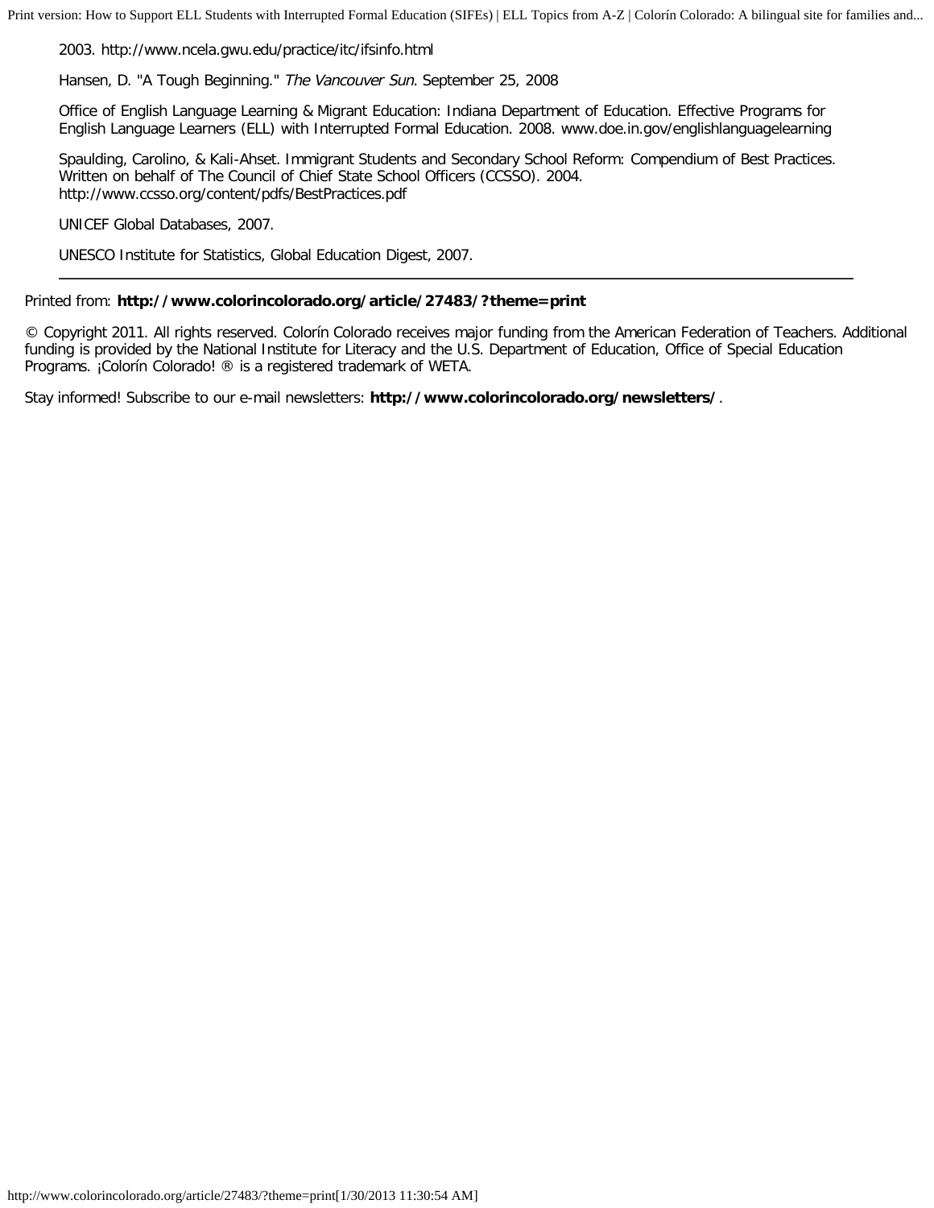2003. http://www.ncela.gwu.edu/practice/itc/ifsinfo.html

Hansen, D. "A Tough Beginning." *The Vancouver Sun*. September 25, 2008

Office of English Language Learning & Migrant Education: Indiana Department of Education. Effective Programs for English Language Learners (ELL) with Interrupted Formal Education. 2008. www.doe.in.gov/englishlanguagelearning

Spaulding, Carolino, & Kali-Ahset. Immigrant Students and Secondary School Reform: Compendium of Best Practices. Written on behalf of The Council of Chief State School Officers (CCSSO). 2004. http://www.ccsso.org/content/pdfs/BestPractices.pdf

UNICEF Global Databases, 2007.

UNESCO Institute for Statistics, Global Education Digest, 2007.

---

Printed from: **http://www.colorincolorado.org/article/27483/?theme=print**

© Copyright 2011. All rights reserved. Colorín Colorado receives major funding from the American Federation of Teachers. Additional funding is provided by the National Institute for Literacy and the U.S. Department of Education, Office of Special Education Programs. ¡Colorín Colorado! ® is a registered trademark of WETA.

Stay informed! Subscribe to our e-mail newsletters: **http://www.colorincolorado.org/newsletters/**.